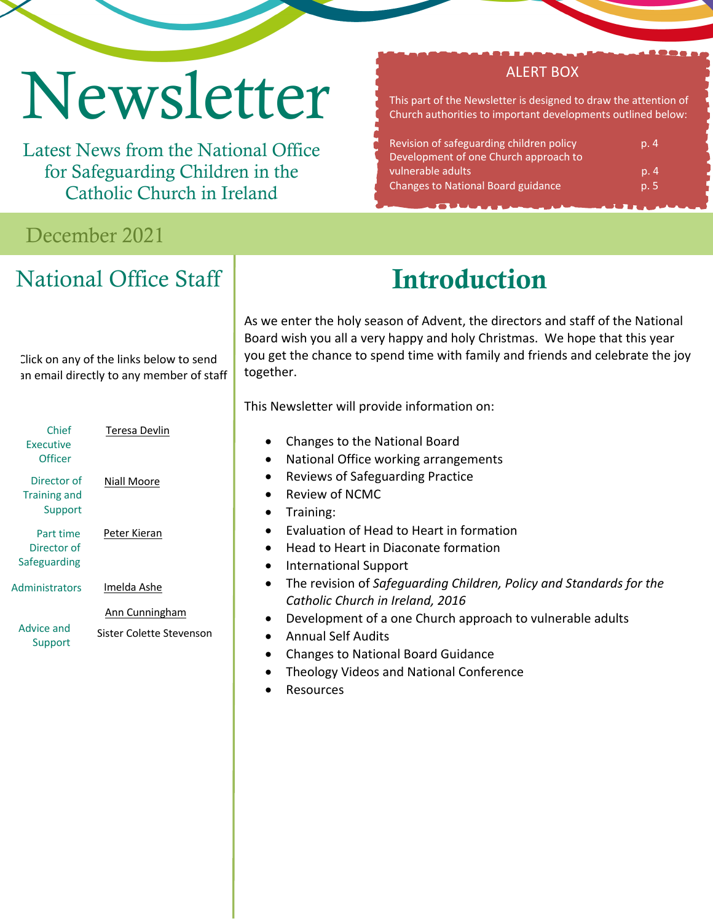# Newsletter

Latest News from the National Office for Safeguarding Children in the Catholic Church in Ireland

**ALERT BOX**

This part of the Newsletter is designed to draw the attention of Church authorities to important developments outlined below:

| | |
|---|---|
| Revision of safeguarding children policy | p. 4 |
| Development of one Church approach to vulnerable adults | p. 4 |
| Changes to National Board guidance | p. 5 |

December 2021

## National Office Staff

Click on any of the links below to send an email directly to any member of staff

| | |
|---|---|
| Chief Executive Officer | Teresa Devlin |
| Director of Training and Support | Niall Moore |
| Part time Director of Safeguarding | Peter Kieran |
| Administrators | Imelda Ashe |
| | Ann Cunningham |
| Advice and Support | Sister Colette Stevenson |

## Introduction

As we enter the holy season of Advent, the directors and staff of the National Board wish you all a very happy and holy Christmas. We hope that this year you get the chance to spend time with family and friends and celebrate the joy together.

This Newsletter will provide information on:

- Changes to the National Board
- National Office working arrangements
- Reviews of Safeguarding Practice
- Review of NCMC
- Training:
- Evaluation of Head to Heart in formation
- Head to Heart in Diaconate formation
- International Support
- The revision of *Safeguarding Children, Policy and Standards for the Catholic Church in Ireland, 2016*
- Development of a one Church approach to vulnerable adults
- Annual Self Audits
- Changes to National Board Guidance
- Theology Videos and National Conference
- Resources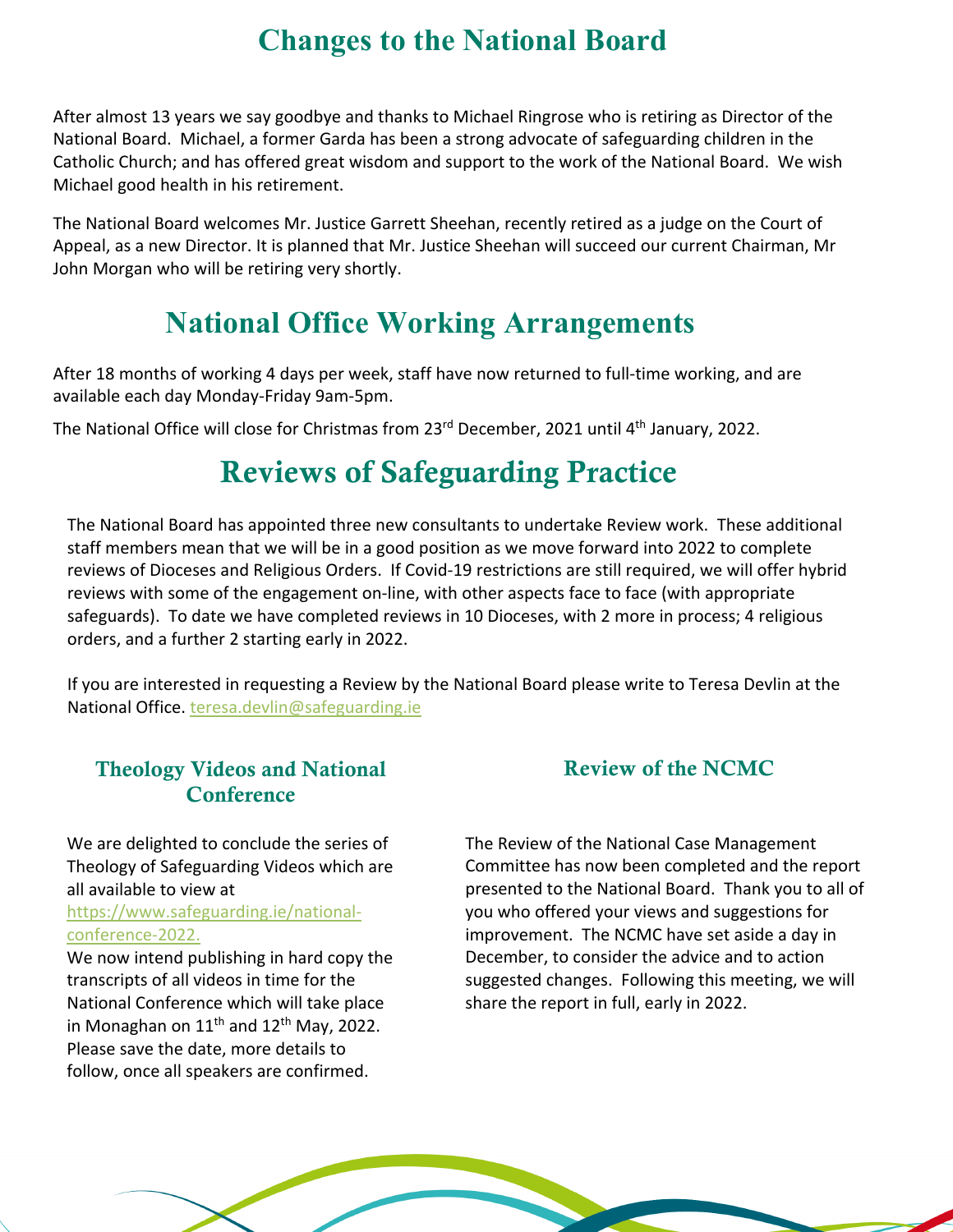# Changes to the National Board

After almost 13 years we say goodbye and thanks to Michael Ringrose who is retiring as Director of the National Board. Michael, a former Garda has been a strong advocate of safeguarding children in the Catholic Church; and has offered great wisdom and support to the work of the National Board. We wish Michael good health in his retirement.

The National Board welcomes Mr. Justice Garrett Sheehan, recently retired as a judge on the Court of Appeal, as a new Director. It is planned that Mr. Justice Sheehan will succeed our current Chairman, Mr John Morgan who will be retiring very shortly.

# National Office Working Arrangements

After 18 months of working 4 days per week, staff have now returned to full-time working, and are available each day Monday-Friday 9am-5pm.

The National Office will close for Christmas from 23rd December, 2021 until 4th January, 2022.

# Reviews of Safeguarding Practice

The National Board has appointed three new consultants to undertake Review work. These additional staff members mean that we will be in a good position as we move forward into 2022 to complete reviews of Dioceses and Religious Orders. If Covid-19 restrictions are still required, we will offer hybrid reviews with some of the engagement on-line, with other aspects face to face (with appropriate safeguards). To date we have completed reviews in 10 Dioceses, with 2 more in process; 4 religious orders, and a further 2 starting early in 2022.

If you are interested in requesting a Review by the National Board please write to Teresa Devlin at the National Office. teresa.devlin@safeguarding.ie

## Theology Videos and National Conference

We are delighted to conclude the series of Theology of Safeguarding Videos which are all available to view at https://www.safeguarding.ie/national-conference-2022.

We now intend publishing in hard copy the transcripts of all videos in time for the National Conference which will take place in Monaghan on 11th and 12th May, 2022. Please save the date, more details to follow, once all speakers are confirmed.

## Review of the NCMC

The Review of the National Case Management Committee has now been completed and the report presented to the National Board. Thank you to all of you who offered your views and suggestions for improvement. The NCMC have set aside a day in December, to consider the advice and to action suggested changes. Following this meeting, we will share the report in full, early in 2022.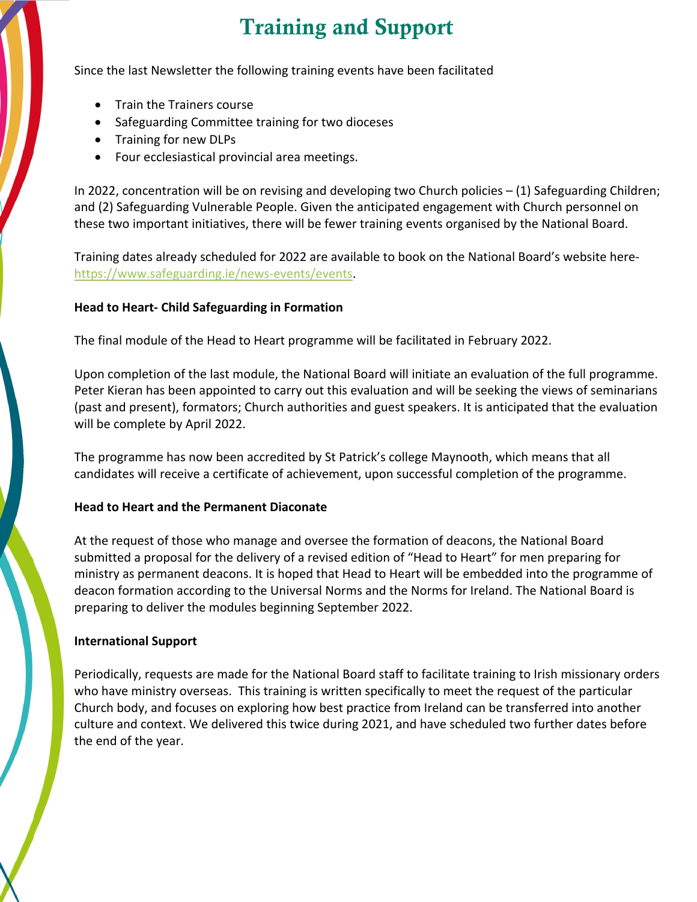# Training and Support

Since the last Newsletter the following training events have been facilitated

- Train the Trainers course
- Safeguarding Committee training for two dioceses
- Training for new DLPs
- Four ecclesiastical provincial area meetings.

In 2022, concentration will be on revising and developing two Church policies – (1) Safeguarding Children; and (2) Safeguarding Vulnerable People. Given the anticipated engagement with Church personnel on these two important initiatives, there will be fewer training events organised by the National Board.

Training dates already scheduled for 2022 are available to book on the National Board's website here- https://www.safeguarding.ie/news-events/events.

**Head to Heart- Child Safeguarding in Formation**

The final module of the Head to Heart programme will be facilitated in February 2022.

Upon completion of the last module, the National Board will initiate an evaluation of the full programme. Peter Kieran has been appointed to carry out this evaluation and will be seeking the views of seminarians (past and present), formators; Church authorities and guest speakers. It is anticipated that the evaluation will be complete by April 2022.

The programme has now been accredited by St Patrick's college Maynooth, which means that all candidates will receive a certificate of achievement, upon successful completion of the programme.

**Head to Heart and the Permanent Diaconate**

At the request of those who manage and oversee the formation of deacons, the National Board submitted a proposal for the delivery of a revised edition of "Head to Heart" for men preparing for ministry as permanent deacons. It is hoped that Head to Heart will be embedded into the programme of deacon formation according to the Universal Norms and the Norms for Ireland. The National Board is preparing to deliver the modules beginning September 2022.

**International Support**

Periodically, requests are made for the National Board staff to facilitate training to Irish missionary orders who have ministry overseas. This training is written specifically to meet the request of the particular Church body, and focuses on exploring how best practice from Ireland can be transferred into another culture and context. We delivered this twice during 2021, and have scheduled two further dates before the end of the year.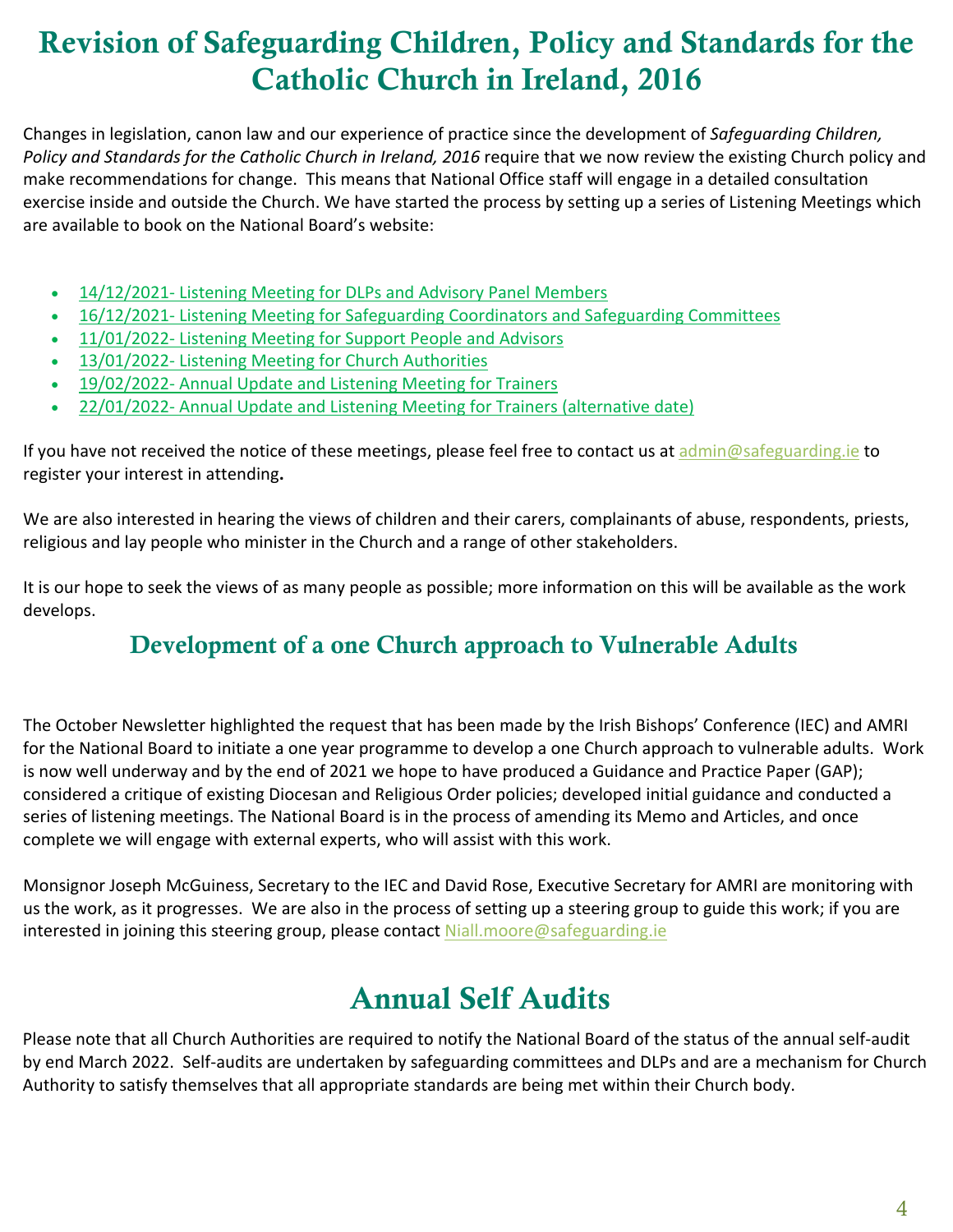# Revision of Safeguarding Children, Policy and Standards for the Catholic Church in Ireland, 2016

Changes in legislation, canon law and our experience of practice since the development of *Safeguarding Children, Policy and Standards for the Catholic Church in Ireland, 2016* require that we now review the existing Church policy and make recommendations for change. This means that National Office staff will engage in a detailed consultation exercise inside and outside the Church. We have started the process by setting up a series of Listening Meetings which are available to book on the National Board's website:

- 14/12/2021- Listening Meeting for DLPs and Advisory Panel Members
- 16/12/2021- Listening Meeting for Safeguarding Coordinators and Safeguarding Committees
- 11/01/2022- Listening Meeting for Support People and Advisors
- 13/01/2022- Listening Meeting for Church Authorities
- 19/02/2022- Annual Update and Listening Meeting for Trainers
- 22/01/2022- Annual Update and Listening Meeting for Trainers (alternative date)

If you have not received the notice of these meetings, please feel free to contact us at admin@safeguarding.ie to register your interest in attending**.**

We are also interested in hearing the views of children and their carers, complainants of abuse, respondents, priests, religious and lay people who minister in the Church and a range of other stakeholders.

It is our hope to seek the views of as many people as possible; more information on this will be available as the work develops.

## Development of a one Church approach to Vulnerable Adults

The October Newsletter highlighted the request that has been made by the Irish Bishops' Conference (IEC) and AMRI for the National Board to initiate a one year programme to develop a one Church approach to vulnerable adults. Work is now well underway and by the end of 2021 we hope to have produced a Guidance and Practice Paper (GAP); considered a critique of existing Diocesan and Religious Order policies; developed initial guidance and conducted a series of listening meetings. The National Board is in the process of amending its Memo and Articles, and once complete we will engage with external experts, who will assist with this work.

Monsignor Joseph McGuiness, Secretary to the IEC and David Rose, Executive Secretary for AMRI are monitoring with us the work, as it progresses. We are also in the process of setting up a steering group to guide this work; if you are interested in joining this steering group, please contact Niall.moore@safeguarding.ie

# Annual Self Audits

Please note that all Church Authorities are required to notify the National Board of the status of the annual self-audit by end March 2022. Self-audits are undertaken by safeguarding committees and DLPs and are a mechanism for Church Authority to satisfy themselves that all appropriate standards are being met within their Church body.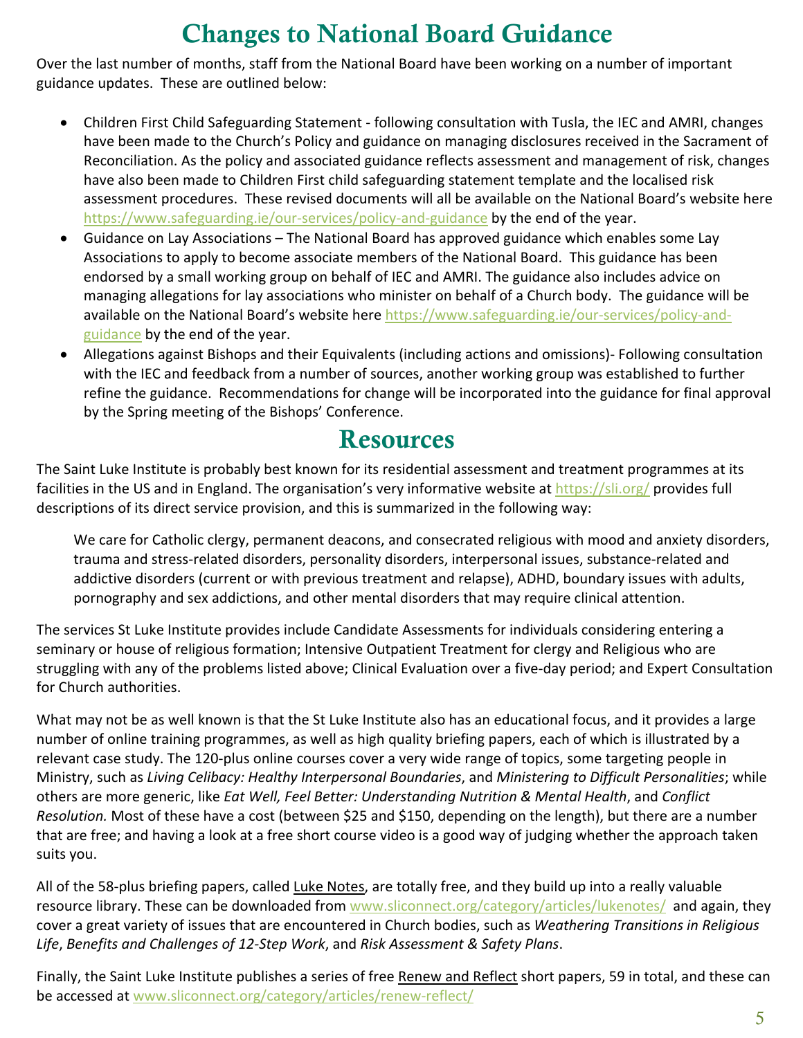# Changes to National Board Guidance

Over the last number of months, staff from the National Board have been working on a number of important guidance updates. These are outlined below:

- Children First Child Safeguarding Statement - following consultation with Tusla, the IEC and AMRI, changes have been made to the Church's Policy and guidance on managing disclosures received in the Sacrament of Reconciliation. As the policy and associated guidance reflects assessment and management of risk, changes have also been made to Children First child safeguarding statement template and the localised risk assessment procedures. These revised documents will all be available on the National Board's website here https://www.safeguarding.ie/our-services/policy-and-guidance by the end of the year.
- Guidance on Lay Associations – The National Board has approved guidance which enables some Lay Associations to apply to become associate members of the National Board. This guidance has been endorsed by a small working group on behalf of IEC and AMRI. The guidance also includes advice on managing allegations for lay associations who minister on behalf of a Church body. The guidance will be available on the National Board's website here https://www.safeguarding.ie/our-services/policy-and-guidance by the end of the year.
- Allegations against Bishops and their Equivalents (including actions and omissions)- Following consultation with the IEC and feedback from a number of sources, another working group was established to further refine the guidance. Recommendations for change will be incorporated into the guidance for final approval by the Spring meeting of the Bishops' Conference.

# Resources

The Saint Luke Institute is probably best known for its residential assessment and treatment programmes at its facilities in the US and in England. The organisation's very informative website at https://sli.org/ provides full descriptions of its direct service provision, and this is summarized in the following way:

> We care for Catholic clergy, permanent deacons, and consecrated religious with mood and anxiety disorders, trauma and stress-related disorders, personality disorders, interpersonal issues, substance-related and addictive disorders (current or with previous treatment and relapse), ADHD, boundary issues with adults, pornography and sex addictions, and other mental disorders that may require clinical attention.

The services St Luke Institute provides include Candidate Assessments for individuals considering entering a seminary or house of religious formation; Intensive Outpatient Treatment for clergy and Religious who are struggling with any of the problems listed above; Clinical Evaluation over a five-day period; and Expert Consultation for Church authorities.

What may not be as well known is that the St Luke Institute also has an educational focus, and it provides a large number of online training programmes, as well as high quality briefing papers, each of which is illustrated by a relevant case study. The 120-plus online courses cover a very wide range of topics, some targeting people in Ministry, such as *Living Celibacy: Healthy Interpersonal Boundaries*, and *Ministering to Difficult Personalities*; while others are more generic, like *Eat Well, Feel Better: Understanding Nutrition & Mental Health*, and *Conflict Resolution.* Most of these have a cost (between $25 and $150, depending on the length), but there are a number that are free; and having a look at a free short course video is a good way of judging whether the approach taken suits you.

All of the 58-plus briefing papers, called Luke Notes, are totally free, and they build up into a really valuable resource library. These can be downloaded from www.sliconnect.org/category/articles/lukenotes/ and again, they cover a great variety of issues that are encountered in Church bodies, such as *Weathering Transitions in Religious Life*, *Benefits and Challenges of 12-Step Work*, and *Risk Assessment & Safety Plans*.

Finally, the Saint Luke Institute publishes a series of free Renew and Reflect short papers, 59 in total, and these can be accessed at www.sliconnect.org/category/articles/renew-reflect/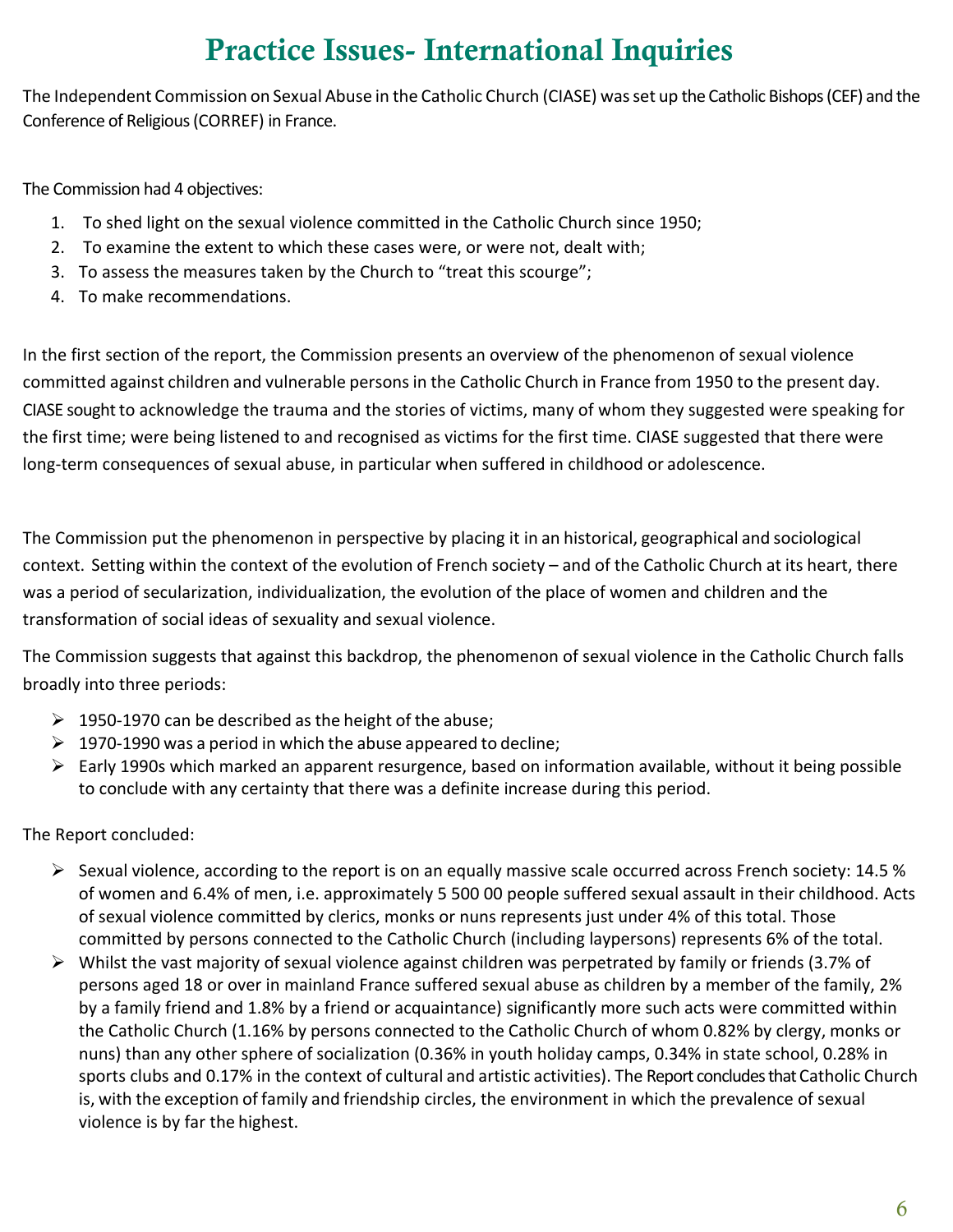# Practice Issues- International Inquiries

The Independent Commission on Sexual Abuse in the Catholic Church (CIASE) was set up the Catholic Bishops (CEF) and the Conference of Religious (CORREF) in France.

The Commission had 4 objectives:

1. To shed light on the sexual violence committed in the Catholic Church since 1950;
2. To examine the extent to which these cases were, or were not, dealt with;
3. To assess the measures taken by the Church to "treat this scourge";
4. To make recommendations.

In the first section of the report, the Commission presents an overview of the phenomenon of sexual violence committed against children and vulnerable persons in the Catholic Church in France from 1950 to the present day. CIASE sought to acknowledge the trauma and the stories of victims, many of whom they suggested were speaking for the first time; were being listened to and recognised as victims for the first time. CIASE suggested that there were long-term consequences of sexual abuse, in particular when suffered in childhood or adolescence.

The Commission put the phenomenon in perspective by placing it in an historical, geographical and sociological context. Setting within the context of the evolution of French society – and of the Catholic Church at its heart, there was a period of secularization, individualization, the evolution of the place of women and children and the transformation of social ideas of sexuality and sexual violence.

The Commission suggests that against this backdrop, the phenomenon of sexual violence in the Catholic Church falls broadly into three periods:

- 1950-1970 can be described as the height of the abuse;
- 1970-1990 was a period in which the abuse appeared to decline;
- Early 1990s which marked an apparent resurgence, based on information available, without it being possible to conclude with any certainty that there was a definite increase during this period.

The Report concluded:

- Sexual violence, according to the report is on an equally massive scale occurred across French society: 14.5 % of women and 6.4% of men, i.e. approximately 5 500 00 people suffered sexual assault in their childhood. Acts of sexual violence committed by clerics, monks or nuns represents just under 4% of this total. Those committed by persons connected to the Catholic Church (including laypersons) represents 6% of the total.
- Whilst the vast majority of sexual violence against children was perpetrated by family or friends (3.7% of persons aged 18 or over in mainland France suffered sexual abuse as children by a member of the family, 2% by a family friend and 1.8% by a friend or acquaintance) significantly more such acts were committed within the Catholic Church (1.16% by persons connected to the Catholic Church of whom 0.82% by clergy, monks or nuns) than any other sphere of socialization (0.36% in youth holiday camps, 0.34% in state school, 0.28% in sports clubs and 0.17% in the context of cultural and artistic activities). The Report concludes that Catholic Church is, with the exception of family and friendship circles, the environment in which the prevalence of sexual violence is by far the highest.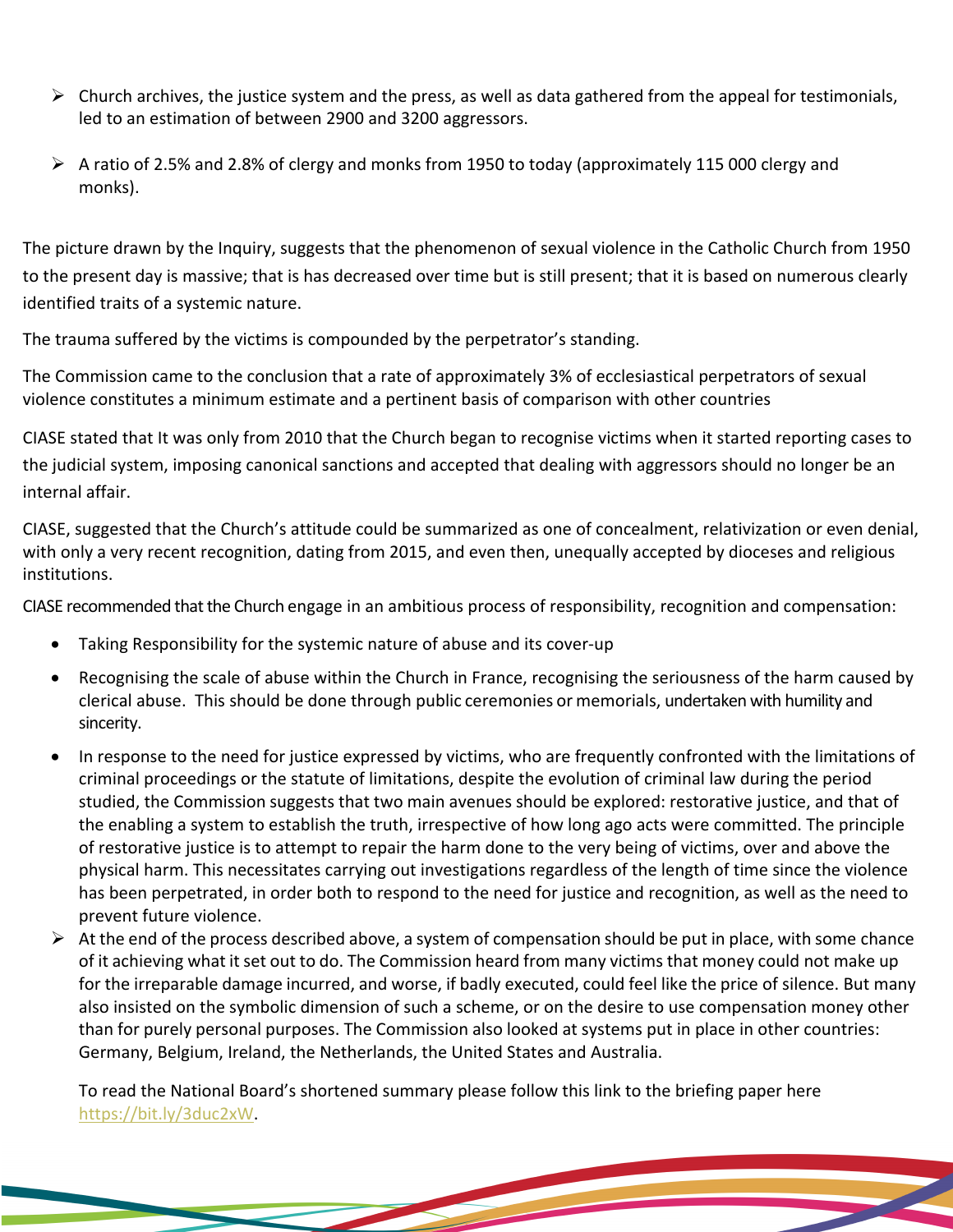- Church archives, the justice system and the press, as well as data gathered from the appeal for testimonials, led to an estimation of between 2900 and 3200 aggressors.
- A ratio of 2.5% and 2.8% of clergy and monks from 1950 to today (approximately 115 000 clergy and monks).

The picture drawn by the Inquiry, suggests that the phenomenon of sexual violence in the Catholic Church from 1950 to the present day is massive; that is has decreased over time but is still present; that it is based on numerous clearly identified traits of a systemic nature.

The trauma suffered by the victims is compounded by the perpetrator's standing.

The Commission came to the conclusion that a rate of approximately 3% of ecclesiastical perpetrators of sexual violence constitutes a minimum estimate and a pertinent basis of comparison with other countries

CIASE stated that It was only from 2010 that the Church began to recognise victims when it started reporting cases to the judicial system, imposing canonical sanctions and accepted that dealing with aggressors should no longer be an internal affair.

CIASE, suggested that the Church's attitude could be summarized as one of concealment, relativization or even denial, with only a very recent recognition, dating from 2015, and even then, unequally accepted by dioceses and religious institutions.

CIASE recommended that the Church engage in an ambitious process of responsibility, recognition and compensation:

- Taking Responsibility for the systemic nature of abuse and its cover-up
- Recognising the scale of abuse within the Church in France, recognising the seriousness of the harm caused by clerical abuse. This should be done through public ceremonies or memorials, undertaken with humility and sincerity.
- In response to the need for justice expressed by victims, who are frequently confronted with the limitations of criminal proceedings or the statute of limitations, despite the evolution of criminal law during the period studied, the Commission suggests that two main avenues should be explored: restorative justice, and that of the enabling a system to establish the truth, irrespective of how long ago acts were committed. The principle of restorative justice is to attempt to repair the harm done to the very being of victims, over and above the physical harm. This necessitates carrying out investigations regardless of the length of time since the violence has been perpetrated, in order both to respond to the need for justice and recognition, as well as the need to prevent future violence.
- At the end of the process described above, a system of compensation should be put in place, with some chance of it achieving what it set out to do. The Commission heard from many victims that money could not make up for the irreparable damage incurred, and worse, if badly executed, could feel like the price of silence. But many also insisted on the symbolic dimension of such a scheme, or on the desire to use compensation money other than for purely personal purposes. The Commission also looked at systems put in place in other countries: Germany, Belgium, Ireland, the Netherlands, the United States and Australia.

  To read the National Board's shortened summary please follow this link to the briefing paper here https://bit.ly/3duc2xW.